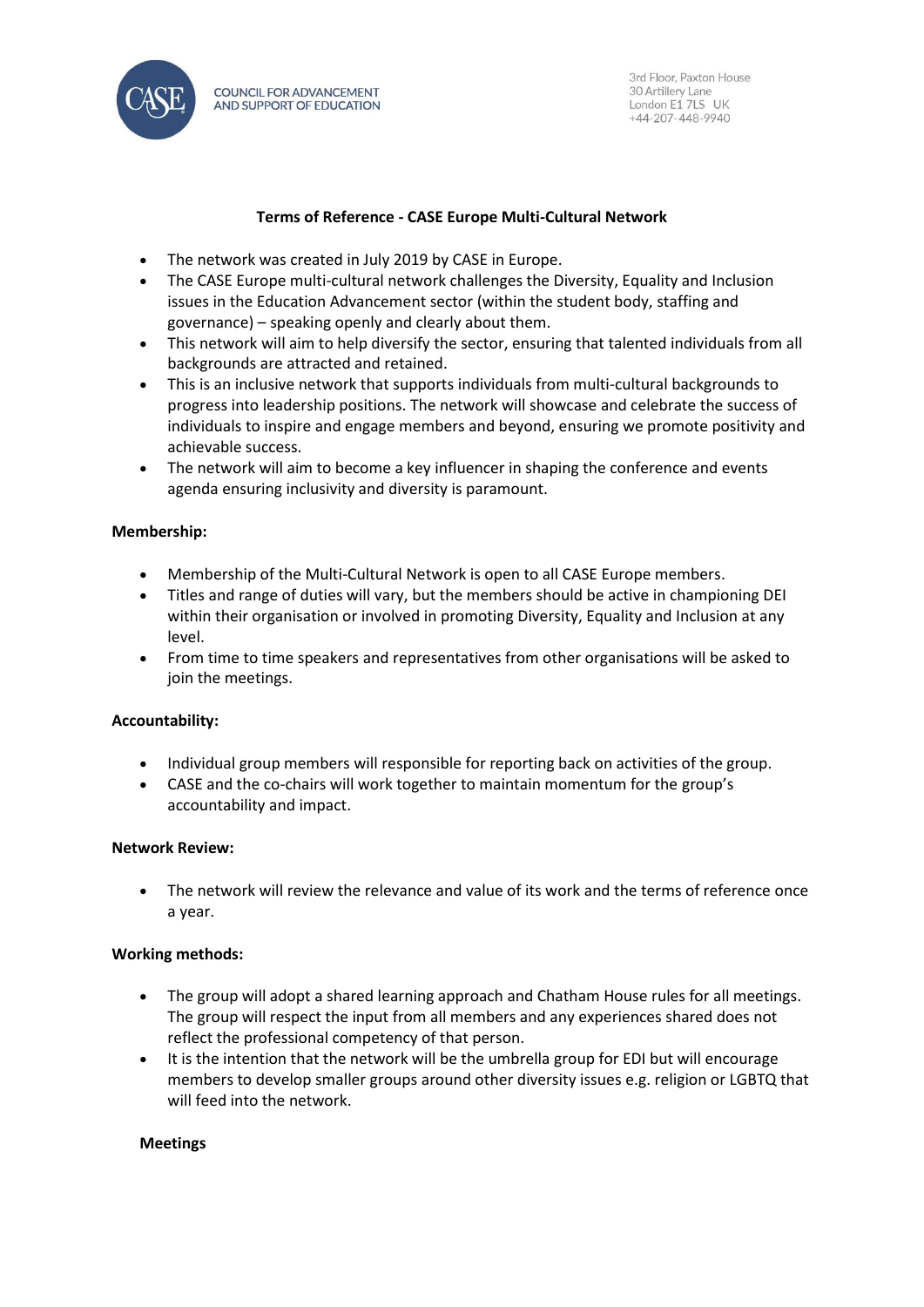COUNCIL FOR ADVANCEMENT AND SUPPORT OF EDUCATION

3rd Floor, Paxton House
30 Artillery Lane
London E1 7LS UK
+44-207-448-9940

**Terms of Reference - CASE Europe Multi-Cultural Network**

- The network was created in July 2019 by CASE in Europe.
- The CASE Europe multi-cultural network challenges the Diversity, Equality and Inclusion issues in the Education Advancement sector (within the student body, staffing and governance) – speaking openly and clearly about them.
- This network will aim to help diversify the sector, ensuring that talented individuals from all backgrounds are attracted and retained.
- This is an inclusive network that supports individuals from multi-cultural backgrounds to progress into leadership positions. The network will showcase and celebrate the success of individuals to inspire and engage members and beyond, ensuring we promote positivity and achievable success.
- The network will aim to become a key influencer in shaping the conference and events agenda ensuring inclusivity and diversity is paramount.

**Membership:**

- Membership of the Multi-Cultural Network is open to all CASE Europe members.
- Titles and range of duties will vary, but the members should be active in championing DEI within their organisation or involved in promoting Diversity, Equality and Inclusion at any level.
- From time to time speakers and representatives from other organisations will be asked to join the meetings.

**Accountability:**

- Individual group members will responsible for reporting back on activities of the group.
- CASE and the co-chairs will work together to maintain momentum for the group's accountability and impact.

**Network Review:**

- The network will review the relevance and value of its work and the terms of reference once a year.

**Working methods:**

- The group will adopt a shared learning approach and Chatham House rules for all meetings. The group will respect the input from all members and any experiences shared does not reflect the professional competency of that person.
- It is the intention that the network will be the umbrella group for EDI but will encourage members to develop smaller groups around other diversity issues e.g. religion or LGBTQ that will feed into the network.

**Meetings**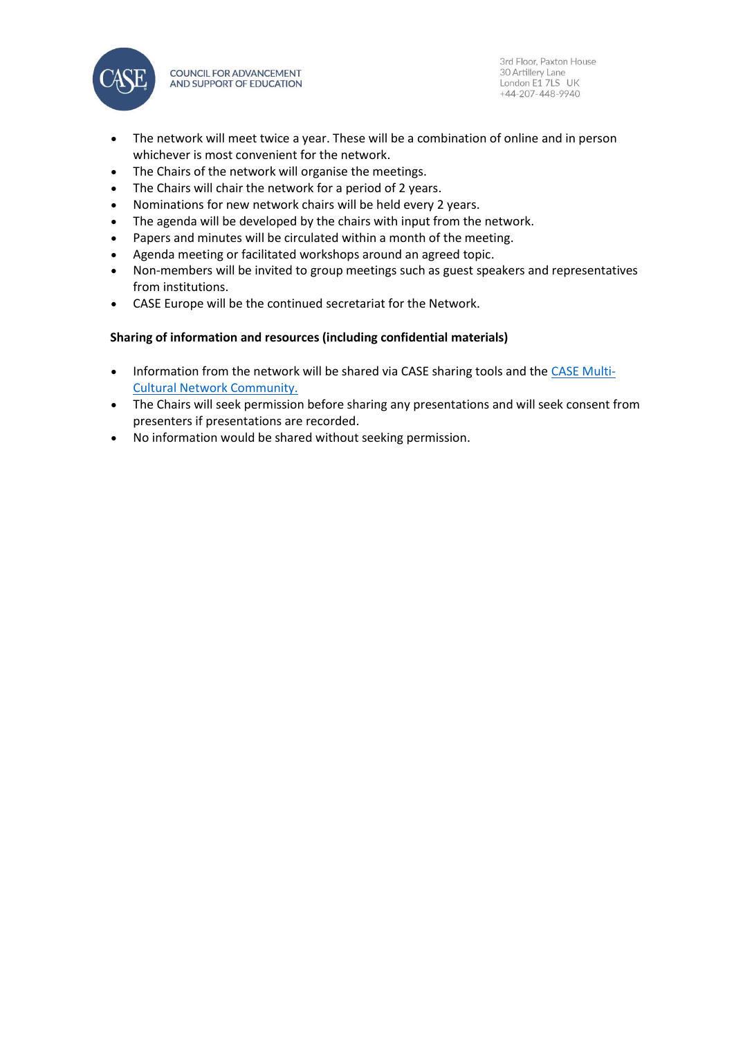- The network will meet twice a year. These will be a combination of online and in person whichever is most convenient for the network.
- The Chairs of the network will organise the meetings.
- The Chairs will chair the network for a period of 2 years.
- Nominations for new network chairs will be held every 2 years.
- The agenda will be developed by the chairs with input from the network.
- Papers and minutes will be circulated within a month of the meeting.
- Agenda meeting or facilitated workshops around an agreed topic.
- Non-members will be invited to group meetings such as guest speakers and representatives from institutions.
- CASE Europe will be the continued secretariat for the Network.

**Sharing of information and resources (including confidential materials)**

- Information from the network will be shared via CASE sharing tools and the CASE Multi-Cultural Network Community.
- The Chairs will seek permission before sharing any presentations and will seek consent from presenters if presentations are recorded.
- No information would be shared without seeking permission.